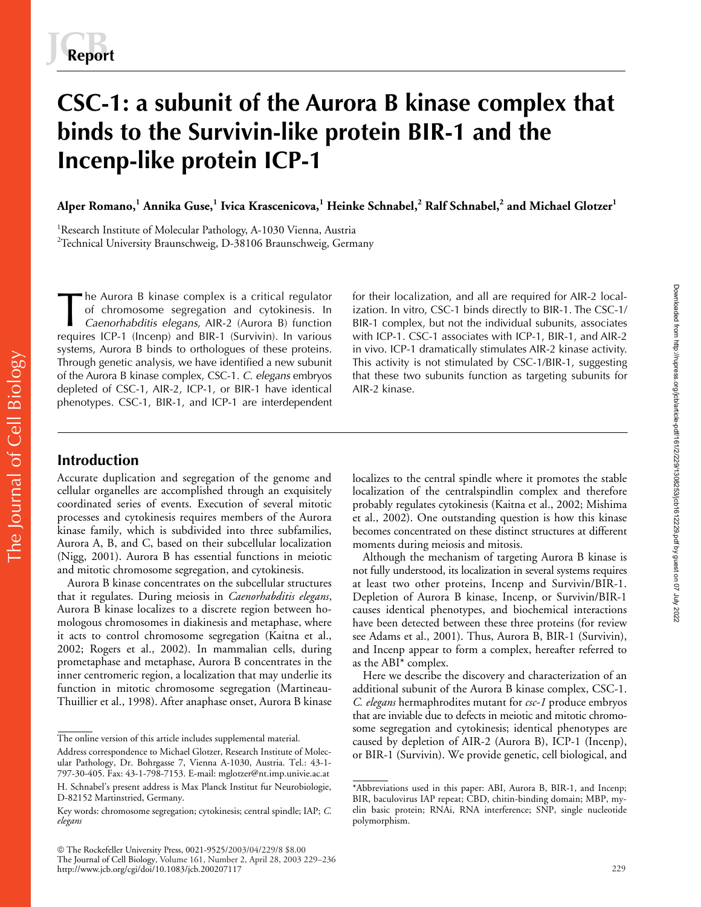Report

# CSC-1: a subunit of the Aurora B kinase complex that binds to the Survivin-like protein BIR-1 and the Incenp-like protein ICP-1

**Alper Romano,[1] Annika Guse,[1] Ivica Krascenicova,[1] Heinke Schnabel,[2] Ralf Schnabel,[2] and Michael Glotzer[1]**

[1]Research Institute of Molecular Pathology, A-1030 Vienna, Austria
[2]Technical University Braunschweig, D-38106 Braunschweig, Germany

The Aurora B kinase complex is a critical regulator of chromosome segregation and cytokinesis. In *Caenorhabditis elegans*, AIR-2 (Aurora B) function requires ICP-1 (Incenp) and BIR-1 (Survivin). In various systems, Aurora B binds to orthologues of these proteins. Through genetic analysis, we have identified a new subunit of the Aurora B kinase complex, CSC-1. *C. elegans* embryos depleted of CSC-1, AIR-2, ICP-1, or BIR-1 have identical phenotypes. CSC-1, BIR-1, and ICP-1 are interdependent for their localization, and all are required for AIR-2 localization. In vitro, CSC-1 binds directly to BIR-1. The CSC-1/BIR-1 complex, but not the individual subunits, associates with ICP-1. CSC-1 associates with ICP-1, BIR-1, and AIR-2 in vivo. ICP-1 dramatically stimulates AIR-2 kinase activity. This activity is not stimulated by CSC-1/BIR-1, suggesting that these two subunits function as targeting subunits for AIR-2 kinase.

## Introduction

Accurate duplication and segregation of the genome and cellular organelles are accomplished through an exquisitely coordinated series of events. Execution of several mitotic processes and cytokinesis requires members of the Aurora kinase family, which is subdivided into three subfamilies, Aurora A, B, and C, based on their subcellular localization (Nigg, 2001). Aurora B has essential functions in meiotic and mitotic chromosome segregation, and cytokinesis.

Aurora B kinase concentrates on the subcellular structures that it regulates. During meiosis in *Caenorhabditis elegans*, Aurora B kinase localizes to a discrete region between homologous chromosomes in diakinesis and metaphase, where it acts to control chromosome segregation (Kaitna et al., 2002; Rogers et al., 2002). In mammalian cells, during prometaphase and metaphase, Aurora B concentrates in the inner centromeric region, a localization that may underlie its function in mitotic chromosome segregation (Martineau-Thuillier et al., 1998). After anaphase onset, Aurora B kinase localizes to the central spindle where it promotes the stable localization of the centralspindlin complex and therefore probably regulates cytokinesis (Kaitna et al., 2002; Mishima et al., 2002). One outstanding question is how this kinase becomes concentrated on these distinct structures at different moments during meiosis and mitosis.

Although the mechanism of targeting Aurora B kinase is not fully understood, its localization in several systems requires at least two other proteins, Incenp and Survivin/BIR-1. Depletion of Aurora B kinase, Incenp, or Survivin/BIR-1 causes identical phenotypes, and biochemical interactions have been detected between these three proteins (for review see Adams et al., 2001). Thus, Aurora B, BIR-1 (Survivin), and Incenp appear to form a complex, hereafter referred to as the ABI* complex.

Here we describe the discovery and characterization of an additional subunit of the Aurora B kinase complex, CSC-1. *C. elegans* hermaphrodites mutant for *csc-1* produce embryos that are inviable due to defects in meiotic and mitotic chromosome segregation and cytokinesis; identical phenotypes are caused by depletion of AIR-2 (Aurora B), ICP-1 (Incenp), or BIR-1 (Survivin). We provide genetic, cell biological, and

---

The online version of this article includes supplemental material.

Address correspondence to Michael Glotzer, Research Institute of Molecular Pathology, Dr. Bohrgasse 7, Vienna A-1030, Austria. Tel.: 43-1-797-30-405. Fax: 43-1-798-7153. E-mail: mglotzer@nt.imp.univie.ac.at

H. Schnabel's present address is Max Planck Institut fur Neurobiologie, D-82152 Martinstried, Germany.

Key words: chromosome segregation; cytokinesis; central spindle; IAP; *C. elegans*

*Abbreviations used in this paper: ABI, Aurora B, BIR-1, and Incenp; BIR, baculovirus IAP repeat; CBD, chitin-binding domain; MBP, myelin basic protein; RNAi, RNA interference; SNP, single nucleotide polymorphism.

© The Rockefeller University Press, 0021-9525/2003/04/229/8 $8.00
The Journal of Cell Biology, Volume 161, Number 2, April 28, 2003 229–236
http://www.jcb.org/cgi/doi/10.1083/jcb.200207117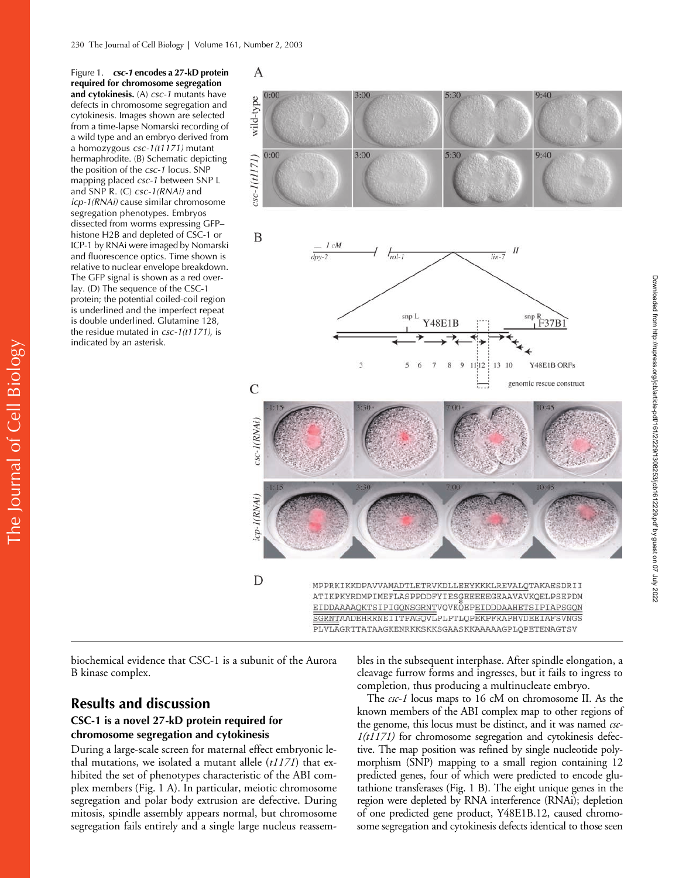Figure 1. ***csc-1* encodes a 27-kD protein required for chromosome segregation and cytokinesis.** (A) *csc-1* mutants have defects in chromosome segregation and cytokinesis. Images shown are selected from a time-lapse Nomarski recording of a wild type and an embryo derived from a homozygous *csc-1(t1171)* mutant hermaphrodite. (B) Schematic depicting the position of the *csc-1* locus. SNP mapping placed *csc-1* between SNP L and SNP R. (C) *csc-1(RNAi)* and *icp-1(RNAi)* cause similar chromosome segregation phenotypes. Embryos dissected from worms expressing GFP–histone H2B and depleted of CSC-1 or ICP-1 by RNAi were imaged by Nomarski and fluorescence optics. Time shown is relative to nuclear envelope breakdown. The GFP signal is shown as a red overlay. (D) The sequence of the CSC-1 protein; the potential coiled-coil region is underlined and the imperfect repeat is double underlined. Glutamine 128, the residue mutated in *csc-1(t1171)*, is indicated by an asterisk.

biochemical evidence that CSC-1 is a subunit of the Aurora B kinase complex.

## Results and discussion

### CSC-1 is a novel 27-kD protein required for chromosome segregation and cytokinesis

During a large-scale screen for maternal effect embryonic lethal mutations, we isolated a mutant allele (*t1171*) that exhibited the set of phenotypes characteristic of the ABI complex members (Fig. 1 A). In particular, meiotic chromosome segregation and polar body extrusion are defective. During mitosis, spindle assembly appears normal, but chromosome segregation fails entirely and a single large nucleus reassembles in the subsequent interphase. After spindle elongation, a cleavage furrow forms and ingresses, but it fails to ingress to completion, thus producing a multinucleate embryo.

The *csc-1* locus maps to 16 cM on chromosome II. As the known members of the ABI complex map to other regions of the genome, this locus must be distinct, and it was named *csc-1(t1171)* for chromosome segregation and cytokinesis defective. The map position was refined by single nucleotide polymorphism (SNP) mapping to a small region containing 12 predicted genes, four of which were predicted to encode glutathione transferases (Fig. 1 B). The eight unique genes in the region were depleted by RNA interference (RNAi); depletion of one predicted gene product, Y48E1B.12, caused chromosome segregation and cytokinesis defects identical to those seen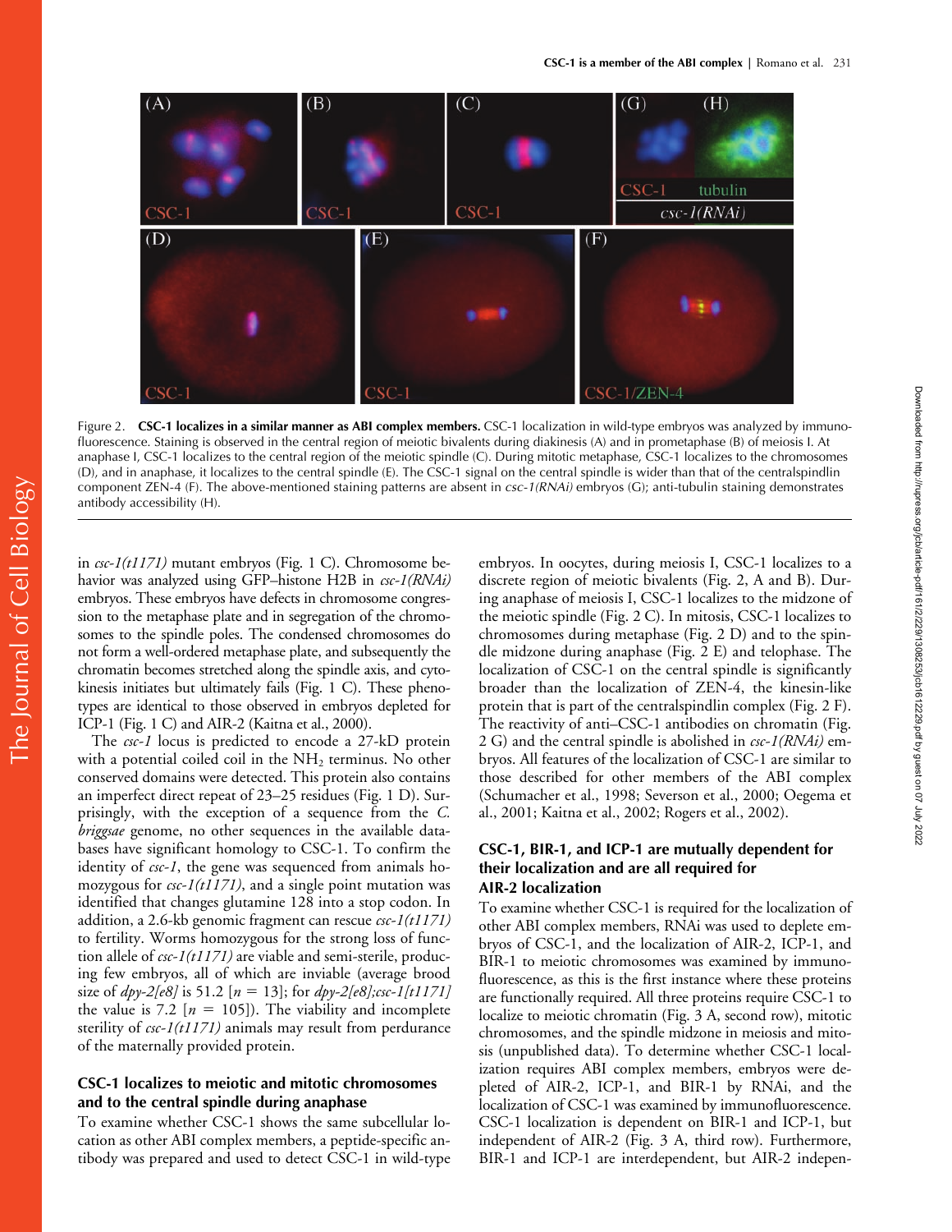Figure 2. **CSC-1 localizes in a similar manner as ABI complex members.** CSC-1 localization in wild-type embryos was analyzed by immunofluorescence. Staining is observed in the central region of meiotic bivalents during diakinesis (A) and in prometaphase (B) of meiosis I. At anaphase I, CSC-1 localizes to the central region of the meiotic spindle (C). During mitotic metaphase, CSC-1 localizes to the chromosomes (D), and in anaphase, it localizes to the central spindle (E). The CSC-1 signal on the central spindle is wider than that of the centralspindlin component ZEN-4 (F). The above-mentioned staining patterns are absent in *csc-1(RNAi)* embryos (G); anti-tubulin staining demonstrates antibody accessibility (H).

in *csc-1(t1171)* mutant embryos (Fig. 1 C). Chromosome behavior was analyzed using GFP–histone H2B in *csc-1(RNAi)* embryos. These embryos have defects in chromosome congression to the metaphase plate and in segregation of the chromosomes to the spindle poles. The condensed chromosomes do not form a well-ordered metaphase plate, and subsequently the chromatin becomes stretched along the spindle axis, and cytokinesis initiates but ultimately fails (Fig. 1 C). These phenotypes are identical to those observed in embryos depleted for ICP-1 (Fig. 1 C) and AIR-2 (Kaitna et al., 2000).

The *csc-1* locus is predicted to encode a 27-kD protein with a potential coiled coil in the $NH_2$ terminus. No other conserved domains were detected. This protein also contains an imperfect direct repeat of 23–25 residues (Fig. 1 D). Surprisingly, with the exception of a sequence from the *C. briggsae* genome, no other sequences in the available databases have significant homology to CSC-1. To confirm the identity of *csc-1*, the gene was sequenced from animals homozygous for *csc-1(t1171)*, and a single point mutation was identified that changes glutamine 128 into a stop codon. In addition, a 2.6-kb genomic fragment can rescue *csc-1(t1171)* to fertility. Worms homozygous for the strong loss of function allele of *csc-1(t1171)* are viable and semi-sterile, producing few embryos, all of which are inviable (average brood size of *dpy-2[e8]* is 51.2 [$n = 13$]; for *dpy-2[e8];csc-1[t1171]* the value is 7.2 [$n = 105$]). The viability and incomplete sterility of *csc-1(t1171)* animals may result from perdurance of the maternally provided protein.

## CSC-1 localizes to meiotic and mitotic chromosomes and to the central spindle during anaphase

To examine whether CSC-1 shows the same subcellular location as other ABI complex members, a peptide-specific antibody was prepared and used to detect CSC-1 in wild-type embryos. In oocytes, during meiosis I, CSC-1 localizes to a discrete region of meiotic bivalents (Fig. 2, A and B). During anaphase of meiosis I, CSC-1 localizes to the midzone of the meiotic spindle (Fig. 2 C). In mitosis, CSC-1 localizes to chromosomes during metaphase (Fig. 2 D) and to the spindle midzone during anaphase (Fig. 2 E) and telophase. The localization of CSC-1 on the central spindle is significantly broader than the localization of ZEN-4, the kinesin-like protein that is part of the centralspindlin complex (Fig. 2 F). The reactivity of anti–CSC-1 antibodies on chromatin (Fig. 2 G) and the central spindle is abolished in *csc-1(RNAi)* embryos. All features of the localization of CSC-1 are similar to those described for other members of the ABI complex (Schumacher et al., 1998; Severson et al., 2000; Oegema et al., 2001; Kaitna et al., 2002; Rogers et al., 2002).

## CSC-1, BIR-1, and ICP-1 are mutually dependent for their localization and are all required for AIR-2 localization

To examine whether CSC-1 is required for the localization of other ABI complex members, RNAi was used to deplete embryos of CSC-1, and the localization of AIR-2, ICP-1, and BIR-1 to meiotic chromosomes was examined by immunofluorescence, as this is the first instance where these proteins are functionally required. All three proteins require CSC-1 to localize to meiotic chromatin (Fig. 3 A, second row), mitotic chromosomes, and the spindle midzone in meiosis and mitosis (unpublished data). To determine whether CSC-1 localization requires ABI complex members, embryos were depleted of AIR-2, ICP-1, and BIR-1 by RNAi, and the localization of CSC-1 was examined by immunofluorescence. CSC-1 localization is dependent on BIR-1 and ICP-1, but independent of AIR-2 (Fig. 3 A, third row). Furthermore, BIR-1 and ICP-1 are interdependent, but AIR-2 indepen-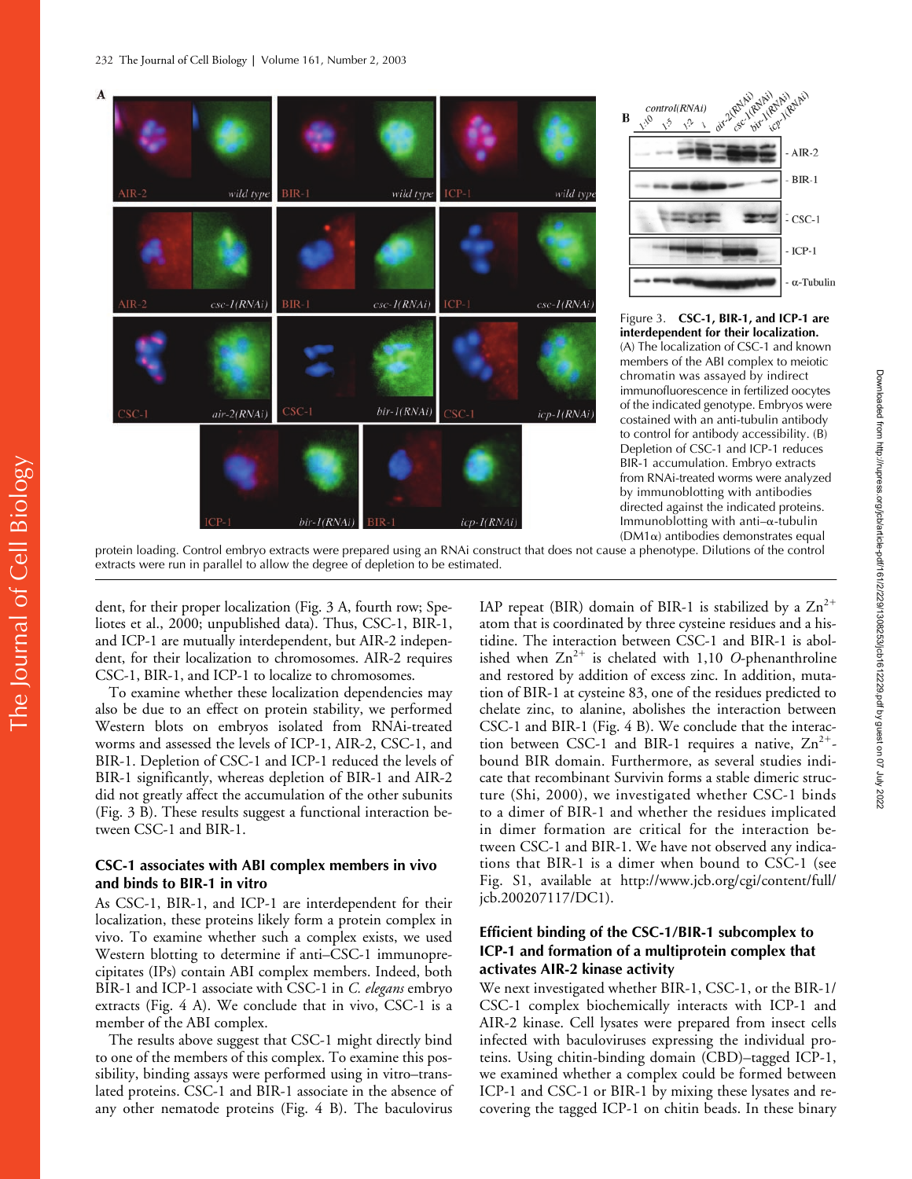Figure 3. **CSC-1, BIR-1, and ICP-1 are interdependent for their localization.** (A) The localization of CSC-1 and known members of the ABI complex to meiotic chromatin was assayed by indirect immunofluorescence in fertilized oocytes of the indicated genotype. Embryos were costained with an anti-tubulin antibody to control for antibody accessibility. (B) Depletion of CSC-1 and ICP-1 reduces BIR-1 accumulation. Embryo extracts from RNAi-treated worms were analyzed by immunoblotting with antibodies directed against the indicated proteins. Immunoblotting with anti–α-tubulin (DM1α) antibodies demonstrates equal protein loading. Control embryo extracts were prepared using an RNAi construct that does not cause a phenotype. Dilutions of the control extracts were run in parallel to allow the degree of depletion to be estimated.

dent, for their proper localization (Fig. 3 A, fourth row; Speliotes et al., 2000; unpublished data). Thus, CSC-1, BIR-1, and ICP-1 are mutually interdependent, but AIR-2 independent, for their localization to chromosomes. AIR-2 requires CSC-1, BIR-1, and ICP-1 to localize to chromosomes.

To examine whether these localization dependencies may also be due to an effect on protein stability, we performed Western blots on embryos isolated from RNAi-treated worms and assessed the levels of ICP-1, AIR-2, CSC-1, and BIR-1. Depletion of CSC-1 and ICP-1 reduced the levels of BIR-1 significantly, whereas depletion of BIR-1 and AIR-2 did not greatly affect the accumulation of the other subunits (Fig. 3 B). These results suggest a functional interaction between CSC-1 and BIR-1.

## CSC-1 associates with ABI complex members in vivo and binds to BIR-1 in vitro

As CSC-1, BIR-1, and ICP-1 are interdependent for their localization, these proteins likely form a protein complex in vivo. To examine whether such a complex exists, we used Western blotting to determine if anti–CSC-1 immunoprecipitates (IPs) contain ABI complex members. Indeed, both BIR-1 and ICP-1 associate with CSC-1 in *C. elegans* embryo extracts (Fig. 4 A). We conclude that in vivo, CSC-1 is a member of the ABI complex.

The results above suggest that CSC-1 might directly bind to one of the members of this complex. To examine this possibility, binding assays were performed using in vitro–translated proteins. CSC-1 and BIR-1 associate in the absence of any other nematode proteins (Fig. 4 B). The baculovirus IAP repeat (BIR) domain of BIR-1 is stabilized by a $Zn^{2+}$ atom that is coordinated by three cysteine residues and a histidine. The interaction between CSC-1 and BIR-1 is abolished when $Zn^{2+}$ is chelated with 1,10 *O*-phenanthroline and restored by addition of excess zinc. In addition, mutation of BIR-1 at cysteine 83, one of the residues predicted to chelate zinc, to alanine, abolishes the interaction between CSC-1 and BIR-1 (Fig. 4 B). We conclude that the interaction between CSC-1 and BIR-1 requires a native, $Zn^{2+}$-bound BIR domain. Furthermore, as several studies indicate that recombinant Survivin forms a stable dimeric structure (Shi, 2000), we investigated whether CSC-1 binds to a dimer of BIR-1 and whether the residues implicated in dimer formation are critical for the interaction between CSC-1 and BIR-1. We have not observed any indications that BIR-1 is a dimer when bound to CSC-1 (see Fig. S1, available at http://www.jcb.org/cgi/content/full/jcb.200207117/DC1).

## Efficient binding of the CSC-1/BIR-1 subcomplex to ICP-1 and formation of a multiprotein complex that activates AIR-2 kinase activity

We next investigated whether BIR-1, CSC-1, or the BIR-1/CSC-1 complex biochemically interacts with ICP-1 and AIR-2 kinase. Cell lysates were prepared from insect cells infected with baculoviruses expressing the individual proteins. Using chitin-binding domain (CBD)–tagged ICP-1, we examined whether a complex could be formed between ICP-1 and CSC-1 or BIR-1 by mixing these lysates and recovering the tagged ICP-1 on chitin beads. In these binary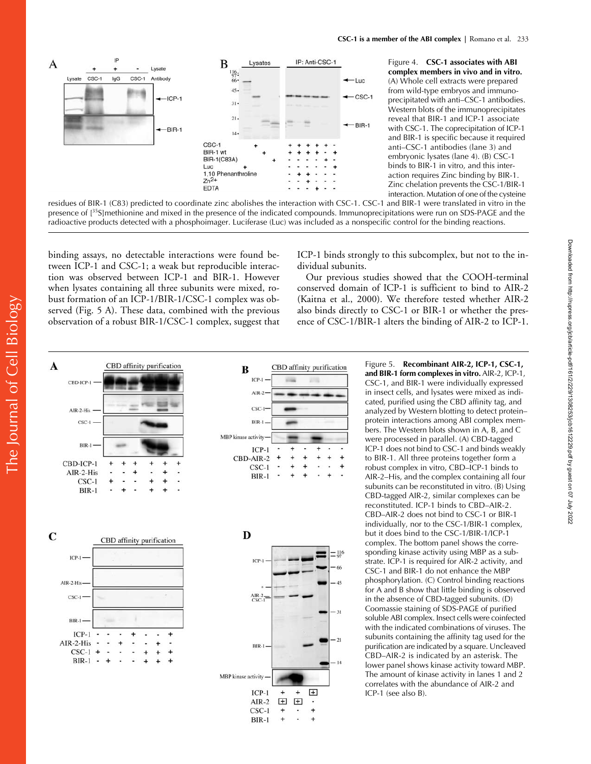Figure 4. **CSC-1 associates with ABI complex members in vivo and in vitro.** (A) Whole cell extracts were prepared from wild-type embryos and immunoprecipitated with anti–CSC-1 antibodies. Western blots of the immunoprecipitates reveal that BIR-1 and ICP-1 associate with CSC-1. The coprecipitation of ICP-1 and BIR-1 is specific because it required anti–CSC-1 antibodies (lane 3) and embryonic lysates (lane 4). (B) CSC-1 binds to BIR-1 in vitro, and this interaction requires Zinc binding by BIR-1. Zinc chelation prevents the CSC-1/BIR-1 interaction. Mutation of one of the cysteine residues of BIR-1 (C83) predicted to coordinate zinc abolishes the interaction with CSC-1. CSC-1 and BIR-1 were translated in vitro in the presence of [$^{35}$S]methionine and mixed in the presence of the indicated compounds. Immunoprecipitations were run on SDS-PAGE and the radioactive products detected with a phosphoimager. Luciferase (Luc) was included as a nonspecific control for the binding reactions.

binding assays, no detectable interactions were found between ICP-1 and CSC-1; a weak but reproducible interaction was observed between ICP-1 and BIR-1. However when lysates containing all three subunits were mixed, robust formation of an ICP-1/BIR-1/CSC-1 complex was observed (Fig. 5 A). These data, combined with the previous observation of a robust BIR-1/CSC-1 complex, suggest that ICP-1 binds strongly to this subcomplex, but not to the individual subunits.

Our previous studies showed that the COOH-terminal conserved domain of ICP-1 is sufficient to bind to AIR-2 (Kaitna et al., 2000). We therefore tested whether AIR-2 also binds directly to CSC-1 or BIR-1 or whether the presence of CSC-1/BIR-1 alters the binding of AIR-2 to ICP-1.

Figure 5. **Recombinant AIR-2, ICP-1, CSC-1, and BIR-1 form complexes in vitro.** AIR-2, ICP-1, CSC-1, and BIR-1 were individually expressed in insect cells, and lysates were mixed as indicated, purified using the CBD affinity tag, and analyzed by Western blotting to detect protein–protein interactions among ABI complex members. The Western blots shown in A, B, and C were processed in parallel. (A) CBD-tagged ICP-1 does not bind to CSC-1 and binds weakly to BIR-1. All three proteins together form a robust complex in vitro, CBD–ICP-1 binds to AIR-2–His, and the complex containing all four subunits can be reconstituted in vitro. (B) Using CBD-tagged AIR-2, similar complexes can be reconstituted. ICP-1 binds to CBD–AIR-2. CBD–AIR-2 does not bind to CSC-1 or BIR-1 individually, nor to the CSC-1/BIR-1 complex, but it does bind to the CSC-1/BIR-1/ICP-1 complex. The bottom panel shows the corresponding kinase activity using MBP as a substrate. ICP-1 is required for AIR-2 activity, and CSC-1 and BIR-1 do not enhance the MBP phosphorylation. (C) Control binding reactions for A and B show that little binding is observed in the absence of CBD-tagged subunits. (D) Coomassie staining of SDS-PAGE of purified soluble ABI complex. Insect cells were coinfected with the indicated combinations of viruses. The subunits containing the affinity tag used for the purification are indicated by a square. Uncleaved CBD–AIR-2 is indicated by an asterisk. The lower panel shows kinase activity toward MBP. The amount of kinase activity in lanes 1 and 2 correlates with the abundance of AIR-2 and ICP-1 (see also B).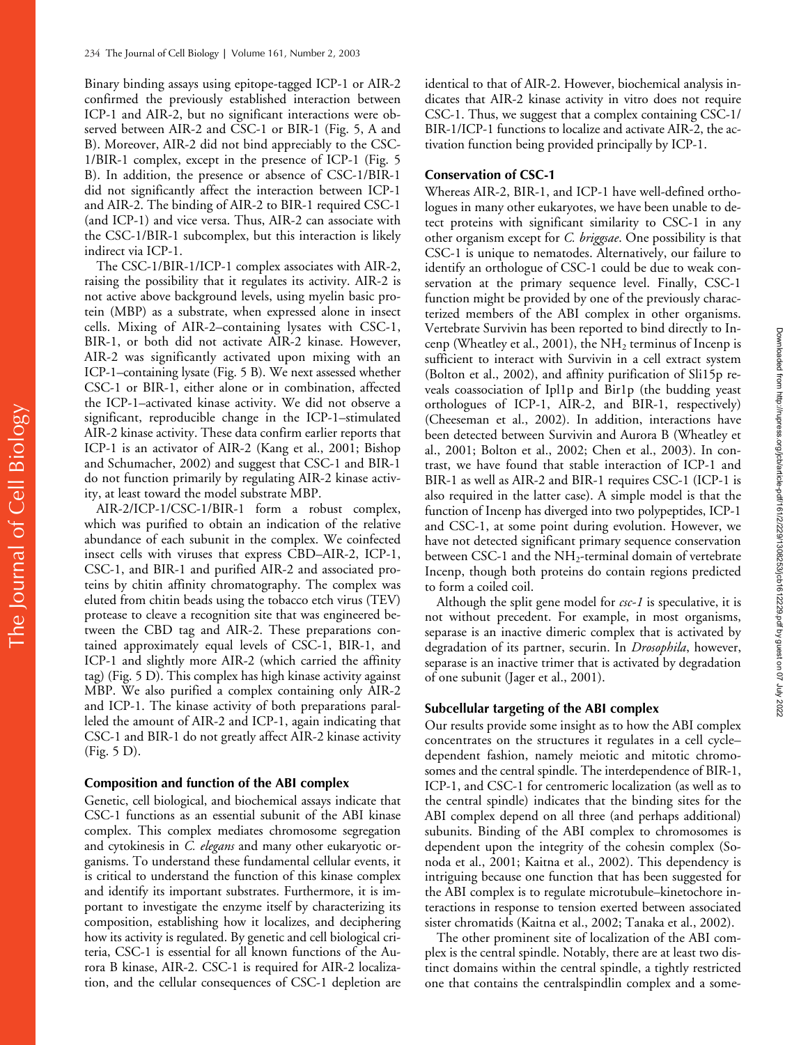Binary binding assays using epitope-tagged ICP-1 or AIR-2 confirmed the previously established interaction between ICP-1 and AIR-2, but no significant interactions were observed between AIR-2 and CSC-1 or BIR-1 (Fig. 5, A and B). Moreover, AIR-2 did not bind appreciably to the CSC-1/BIR-1 complex, except in the presence of ICP-1 (Fig. 5 B). In addition, the presence or absence of CSC-1/BIR-1 did not significantly affect the interaction between ICP-1 and AIR-2. The binding of AIR-2 to BIR-1 required CSC-1 (and ICP-1) and vice versa. Thus, AIR-2 can associate with the CSC-1/BIR-1 subcomplex, but this interaction is likely indirect via ICP-1.

The CSC-1/BIR-1/ICP-1 complex associates with AIR-2, raising the possibility that it regulates its activity. AIR-2 is not active above background levels, using myelin basic protein (MBP) as a substrate, when expressed alone in insect cells. Mixing of AIR-2–containing lysates with CSC-1, BIR-1, or both did not activate AIR-2 kinase. However, AIR-2 was significantly activated upon mixing with an ICP-1–containing lysate (Fig. 5 B). We next assessed whether CSC-1 or BIR-1, either alone or in combination, affected the ICP-1–activated kinase activity. We did not observe a significant, reproducible change in the ICP-1–stimulated AIR-2 kinase activity. These data confirm earlier reports that ICP-1 is an activator of AIR-2 (Kang et al., 2001; Bishop and Schumacher, 2002) and suggest that CSC-1 and BIR-1 do not function primarily by regulating AIR-2 kinase activity, at least toward the model substrate MBP.

AIR-2/ICP-1/CSC-1/BIR-1 form a robust complex, which was purified to obtain an indication of the relative abundance of each subunit in the complex. We coinfected insect cells with viruses that express CBD–AIR-2, ICP-1, CSC-1, and BIR-1 and purified AIR-2 and associated proteins by chitin affinity chromatography. The complex was eluted from chitin beads using the tobacco etch virus (TEV) protease to cleave a recognition site that was engineered between the CBD tag and AIR-2. These preparations contained approximately equal levels of CSC-1, BIR-1, and ICP-1 and slightly more AIR-2 (which carried the affinity tag) (Fig. 5 D). This complex has high kinase activity against MBP. We also purified a complex containing only AIR-2 and ICP-1. The kinase activity of both preparations paralleled the amount of AIR-2 and ICP-1, again indicating that CSC-1 and BIR-1 do not greatly affect AIR-2 kinase activity (Fig. 5 D).

## Composition and function of the ABI complex

Genetic, cell biological, and biochemical assays indicate that CSC-1 functions as an essential subunit of the ABI kinase complex. This complex mediates chromosome segregation and cytokinesis in *C. elegans* and many other eukaryotic organisms. To understand these fundamental cellular events, it is critical to understand the function of this kinase complex and identify its important substrates. Furthermore, it is important to investigate the enzyme itself by characterizing its composition, establishing how it localizes, and deciphering how its activity is regulated. By genetic and cell biological criteria, CSC-1 is essential for all known functions of the Aurora B kinase, AIR-2. CSC-1 is required for AIR-2 localization, and the cellular consequences of CSC-1 depletion are identical to that of AIR-2. However, biochemical analysis indicates that AIR-2 kinase activity in vitro does not require CSC-1. Thus, we suggest that a complex containing CSC-1/BIR-1/ICP-1 functions to localize and activate AIR-2, the activation function being provided principally by ICP-1.

## Conservation of CSC-1

Whereas AIR-2, BIR-1, and ICP-1 have well-defined orthologues in many other eukaryotes, we have been unable to detect proteins with significant similarity to CSC-1 in any other organism except for *C. briggsae*. One possibility is that CSC-1 is unique to nematodes. Alternatively, our failure to identify an orthologue of CSC-1 could be due to weak conservation at the primary sequence level. Finally, CSC-1 function might be provided by one of the previously characterized members of the ABI complex in other organisms. Vertebrate Survivin has been reported to bind directly to Incenp (Wheatley et al., 2001), the $NH_2$ terminus of Incenp is sufficient to interact with Survivin in a cell extract system (Bolton et al., 2002), and affinity purification of Sli15p reveals coassociation of Ipl1p and Bir1p (the budding yeast orthologues of ICP-1, AIR-2, and BIR-1, respectively) (Cheeseman et al., 2002). In addition, interactions have been detected between Survivin and Aurora B (Wheatley et al., 2001; Bolton et al., 2002; Chen et al., 2003). In contrast, we have found that stable interaction of ICP-1 and BIR-1 as well as AIR-2 and BIR-1 requires CSC-1 (ICP-1 is also required in the latter case). A simple model is that the function of Incenp has diverged into two polypeptides, ICP-1 and CSC-1, at some point during evolution. However, we have not detected significant primary sequence conservation between CSC-1 and the $NH_2$-terminal domain of vertebrate Incenp, though both proteins do contain regions predicted to form a coiled coil.

Although the split gene model for *csc-1* is speculative, it is not without precedent. For example, in most organisms, separase is an inactive dimeric complex that is activated by degradation of its partner, securin. In *Drosophila*, however, separase is an inactive trimer that is activated by degradation of one subunit (Jager et al., 2001).

## Subcellular targeting of the ABI complex

Our results provide some insight as to how the ABI complex concentrates on the structures it regulates in a cell cycle–dependent fashion, namely meiotic and mitotic chromosomes and the central spindle. The interdependence of BIR-1, ICP-1, and CSC-1 for centromeric localization (as well as to the central spindle) indicates that the binding sites for the ABI complex depend on all three (and perhaps additional) subunits. Binding of the ABI complex to chromosomes is dependent upon the integrity of the cohesin complex (Sonoda et al., 2001; Kaitna et al., 2002). This dependency is intriguing because one function that has been suggested for the ABI complex is to regulate microtubule–kinetochore interactions in response to tension exerted between associated sister chromatids (Kaitna et al., 2002; Tanaka et al., 2002).

The other prominent site of localization of the ABI complex is the central spindle. Notably, there are at least two distinct domains within the central spindle, a tightly restricted one that contains the centralspindlin complex and a some-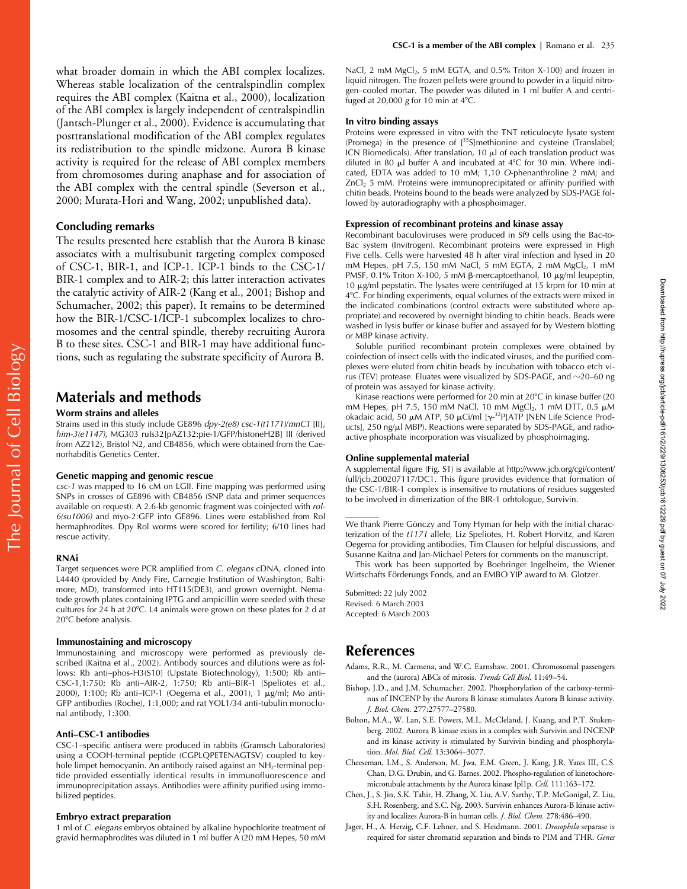what broader domain in which the ABI complex localizes. Whereas stable localization of the centralspindlin complex requires the ABI complex (Kaitna et al., 2000), localization of the ABI complex is largely independent of centralspindlin (Jantsch-Plunger et al., 2000). Evidence is accumulating that posttranslational modification of the ABI complex regulates its redistribution to the spindle midzone. Aurora B kinase activity is required for the release of ABI complex members from chromosomes during anaphase and for association of the ABI complex with the central spindle (Severson et al., 2000; Murata-Hori and Wang, 2002; unpublished data).

### Concluding remarks

The results presented here establish that the Aurora B kinase associates with a multisubunit targeting complex composed of CSC-1, BIR-1, and ICP-1. ICP-1 binds to the CSC-1/BIR-1 complex and to AIR-2; this latter interaction activates the catalytic activity of AIR-2 (Kang et al., 2001; Bishop and Schumacher, 2002; this paper). It remains to be determined how the BIR-1/CSC-1/ICP-1 subcomplex localizes to chromosomes and the central spindle, thereby recruiting Aurora B to these sites. CSC-1 and BIR-1 may have additional functions, such as regulating the substrate specificity of Aurora B.

## Materials and methods

### Worm strains and alleles

Strains used in this study include GE896 *dpy-2(e8) csc-1(t1171)/mnC1* [II], *him-3(e1147)*, MG303 ruIs32[pAZ132:pie-1/GFP/histoneH2B] III (derived from AZ212), Bristol N2, and CB4856, which were obtained from the Caenorhabditis Genetics Center.

### Genetic mapping and genomic rescue

*csc-1* was mapped to 16 cM on LGII. Fine mapping was performed using SNPs in crosses of GE896 with CB4856 (SNP data and primer sequences available on request). A 2.6-kb genomic fragment was coinjected with *rol-6(su1006)* and myo-2:GFP into GE896. Lines were established from Rol hermaphrodites. Dpy Rol worms were scored for fertility; 6/10 lines had rescue activity.

### RNAi

Target sequences were PCR amplified from *C. elegans* cDNA, cloned into L4440 (provided by Andy Fire, Carnegie Institution of Washington, Baltimore, MD), transformed into HT115(DE3), and grown overnight. Nematode growth plates containing IPTG and ampicillin were seeded with these cultures for 24 h at 20°C. L4 animals were grown on these plates for 2 d at 20°C before analysis.

### Immunostaining and microscopy

Immunostaining and microscopy were performed as previously described (Kaitna et al., 2002). Antibody sources and dilutions were as follows: Rb anti–phos-H3(S10) (Upstate Biotechnology), 1:500; Rb anti–CSC-1,1:750; Rb anti–AIR-2, 1:750; Rb anti–BIR-1 (Speliotes et al., 2000), 1:100; Rb anti–ICP-1 (Oegema et al., 2001), 1 μg/ml; Mo anti-GFP antibodies (Roche), 1:1,000; and rat YOL1/34 anti-tubulin monoclonal antibody, 1:300.

### Anti–CSC-1 antibodies

CSC-1–specific antisera were produced in rabbits (Gramsch Laboratories) using a COOH-terminal peptide (CGPLQPETENAGTSV) coupled to keyhole limpet hemocyanin. An antibody raised against an $NH_2$-terminal peptide provided essentially identical results in immunofluorescence and immunoprecipitation assays. Antibodies were affinity purified using immobilized peptides.

### Embryo extract preparation

1 ml of *C. elegans* embryos obtained by alkaline hypochlorite treatment of gravid hermaphrodites was diluted in 1 ml buffer A (20 mM Hepes, 50 mM NaCl, 2 mM $MgCl_2$, 5 mM EGTA, and 0.5% Triton X-100) and frozen in liquid nitrogen. The frozen pellets were ground to powder in a liquid nitrogen–cooled mortar. The powder was diluted in 1 ml buffer A and centrifuged at 20,000 *g* for 10 min at 4°C.

### In vitro binding assays

Proteins were expressed in vitro with the TNT reticulocyte lysate system (Promega) in the presence of [$^{35}$S]methionine and cysteine (Translabel; ICN Biomedicals). After translation, 10 μl of each translation product was diluted in 80 μl buffer A and incubated at 4°C for 30 min. Where indicated, EDTA was added to 10 mM; 1,10 *O*-phenanthroline 2 mM; and $ZnCl_2$ 5 mM. Proteins were immunoprecipitated or affinity purified with chitin beads. Proteins bound to the beads were analyzed by SDS-PAGE followed by autoradiography with a phosphoimager.

### Expression of recombinant proteins and kinase assay

Recombinant baculoviruses were produced in Sf9 cells using the Bac-to-Bac system (Invitrogen). Recombinant proteins were expressed in High Five cells. Cells were harvested 48 h after viral infection and lysed in 20 mM Hepes, pH 7.5, 150 mM NaCl, 5 mM EGTA, 2 mM $MgCl_2$, 1 mM PMSF, 0.1% Triton X-100, 5 mM β-mercaptoethanol, 10 μg/ml leupeptin, 10 μg/ml pepstatin. The lysates were centrifuged at 15 krpm for 10 min at 4°C. For binding experiments, equal volumes of the extracts were mixed in the indicated combinations (control extracts were substituted where appropriate) and recovered by overnight binding to chitin beads. Beads were washed in lysis buffer or kinase buffer and assayed for by Western blotting or MBP kinase activity.

Soluble purified recombinant protein complexes were obtained by coinfection of insect cells with the indicated viruses, and the purified complexes were eluted from chitin beads by incubation with tobacco etch virus (TEV) protease. Eluates were visualized by SDS-PAGE, and ~20–60 ng of protein was assayed for kinase activity.

Kinase reactions were performed for 20 min at 20°C in kinase buffer (20 mM Hepes, pH 7.5, 150 mM NaCl, 10 mM $MgCl_2$, 1 mM DTT, 0.5 μM okadaic acid, 50 μM ATP, 50 μCi/ml [γ-$^{32}$P]ATP [NEN Life Science Products], 250 ng/μl MBP). Reactions were separated by SDS-PAGE, and radioactive phosphate incorporation was visualized by phosphoimaging.

### Online supplemental material

A supplemental figure (Fig. S1) is available at http://www.jcb.org/cgi/content/full/jcb.200207117/DC1. This figure provides evidence that formation of the CSC-1/BIR-1 complex is insensitive to mutations of residues suggested to be involved in dimerization of the BIR-1 orhtologue, Survivin.

---

We thank Pierre Gönczy and Tony Hyman for help with the initial characterization of the *t1171* allele, Liz Speliotes, H. Robert Horvitz, and Karen Oegema for providing antibodies, Tim Clausen for helpful discussions, and Susanne Kaitna and Jan-Michael Peters for comments on the manuscript.

This work has been supported by Boehringer Ingelheim, the Wiener Wirtschafts Förderungs Fonds, and an EMBO YIP award to M. Glotzer.

Submitted: 22 July 2002
Revised: 6 March 2003
Accepted: 6 March 2003

## References

Adams, R.R., M. Carmena, and W.C. Earnshaw. 2001. Chromosomal passengers and the (aurora) ABCs of mitosis. *Trends Cell Biol.* 11:49–54.

Bishop, J.D., and J.M. Schumacher. 2002. Phosphorylation of the carboxy-terminus of INCENP by the Aurora B kinase stimulates Aurora B kinase activity. *J. Biol. Chem.* 277:27577–27580.

Bolton, M.A., W. Lan, S.E. Powers, M.L. McCleland, J. Kuang, and P.T. Stukenberg. 2002. Aurora B kinase exists in a complex with Survivin and INCENP and its kinase activity is stimulated by Survivin binding and phosphorylation. *Mol. Biol. Cell.* 13:3064–3077.

Cheeseman, I.M., S. Anderson, M. Jwa, E.M. Green, J. Kang, J.R. Yates III, C.S. Chan, D.G. Drubin, and G. Barnes. 2002. Phospho-regulation of kinetochore-microtubule attachments by the Aurora kinase Ipl1p. *Cell.* 111:163–172.

Chen, J., S. Jin, S.K. Tahir, H. Zhang, X. Liu, A.V. Sarthy, T.P. McGonigal, Z. Liu, S.H. Rosenberg, and S.C. Ng. 2003. Survivin enhances Aurora-B kinase activity and localizes Aurora-B in human cells. *J. Biol. Chem.* 278:486–490.

Jager, H., A. Herzig, C.F. Lehner, and S. Heidmann. 2001. *Drosophila* separase is required for sister chromatid separation and binds to PIM and THR. *Genes*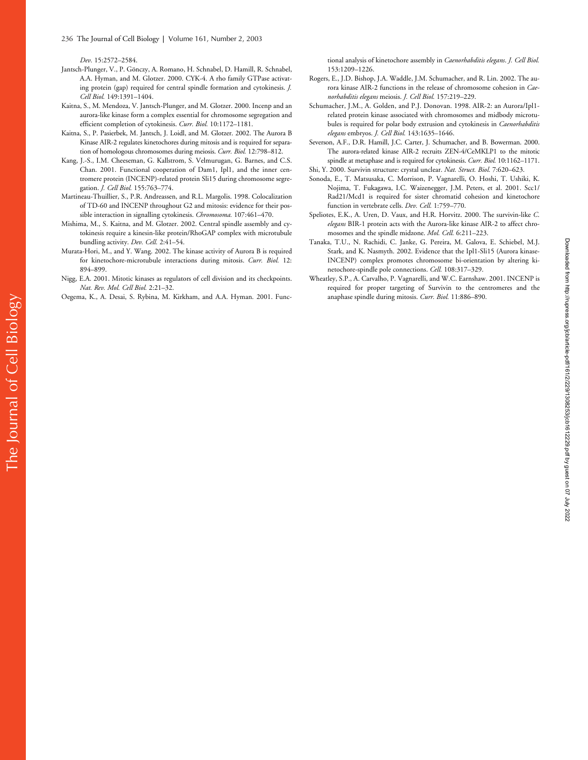*Dev.* 15:2572–2584.

Jantsch-Plunger, V., P. Gönczy, A. Romano, H. Schnabel, D. Hamill, R. Schnabel, A.A. Hyman, and M. Glotzer. 2000. CYK-4. A rho family GTPase activating protein (gap) required for central spindle formation and cytokinesis. *J. Cell Biol.* 149:1391–1404.

Kaitna, S., M. Mendoza, V. Jantsch-Plunger, and M. Glotzer. 2000. Incenp and an aurora-like kinase form a complex essential for chromosome segregation and efficient completion of cytokinesis. *Curr. Biol.* 10:1172–1181.

Kaitna, S., P. Pasierbek, M. Jantsch, J. Loidl, and M. Glotzer. 2002. The Aurora B Kinase AIR-2 regulates kinetochores during mitosis and is required for separation of homologous chromosomes during meiosis. *Curr. Biol.* 12:798–812.

Kang, J.-S., I.M. Cheeseman, G. Kallstrom, S. Velmurugan, G. Barnes, and C.S. Chan. 2001. Functional cooperation of Dam1, Ipl1, and the inner centromere protein (INCENP)-related protein Sli15 during chromosome segregation. *J. Cell Biol.* 155:763–774.

Martineau-Thuillier, S., P.R. Andreassen, and R.L. Margolis. 1998. Colocalization of TD-60 and INCENP throughout G2 and mitosis: evidence for their possible interaction in signalling cytokinesis. *Chromosoma.* 107:461–470.

Mishima, M., S. Kaitna, and M. Glotzer. 2002. Central spindle assembly and cytokinesis require a kinesin-like protein/RhoGAP complex with microtubule bundling activity. *Dev. Cell.* 2:41–54.

Murata-Hori, M., and Y. Wang. 2002. The kinase activity of Aurora B is required for kinetochore-microtubule interactions during mitosis. *Curr. Biol.* 12:894–899.

Nigg, E.A. 2001. Mitotic kinases as regulators of cell division and its checkpoints. *Nat. Rev. Mol. Cell Biol.* 2:21–32.

Oegema, K., A. Desai, S. Rybina, M. Kirkham, and A.A. Hyman. 2001. Functional analysis of kinetochore assembly in *Caenorhabditis elegans*. *J. Cell Biol.* 153:1209–1226.

Rogers, E., J.D. Bishop, J.A. Waddle, J.M. Schumacher, and R. Lin. 2002. The aurora kinase AIR-2 functions in the release of chromosome cohesion in *Caenorhabditis elegans* meiosis. *J. Cell Biol.* 157:219–229.

Schumacher, J.M., A. Golden, and P.J. Donovan. 1998. AIR-2: an Aurora/Ipl1-related protein kinase associated with chromosomes and midbody microtubules is required for polar body extrusion and cytokinesis in *Caenorhabditis elegans* embryos. *J. Cell Biol.* 143:1635–1646.

Severson, A.F., D.R. Hamill, J.C. Carter, J. Schumacher, and B. Bowerman. 2000. The aurora-related kinase AIR-2 recruits ZEN-4/CeMKLP1 to the mitotic spindle at metaphase and is required for cytokinesis. *Curr. Biol.* 10:1162–1171.

Shi, Y. 2000. Survivin structure: crystal unclear. *Nat. Struct. Biol.* 7:620–623.

Sonoda, E., T. Matsusaka, C. Morrison, P. Vagnarelli, O. Hoshi, T. Ushiki, K. Nojima, T. Fukagawa, I.C. Waizenegger, J.M. Peters, et al. 2001. Scc1/Rad21/Mcd1 is required for sister chromatid cohesion and kinetochore function in vertebrate cells. *Dev. Cell.* 1:759–770.

Speliotes, E.K., A. Uren, D. Vaux, and H.R. Horvitz. 2000. The survivin-like *C. elegans* BIR-1 protein acts with the Aurora-like kinase AIR-2 to affect chromosomes and the spindle midzone. *Mol. Cell.* 6:211–223.

Tanaka, T.U., N. Rachidi, C. Janke, G. Pereira, M. Galova, E. Schiebel, M.J. Stark, and K. Nasmyth. 2002. Evidence that the Ipl1-Sli15 (Aurora kinase-INCENP) complex promotes chromosome bi-orientation by altering kinetochore-spindle pole connections. *Cell.* 108:317–329.

Wheatley, S.P., A. Carvalho, P. Vagnarelli, and W.C. Earnshaw. 2001. INCENP is required for proper targeting of Survivin to the centromeres and the anaphase spindle during mitosis. *Curr. Biol.* 11:886–890.